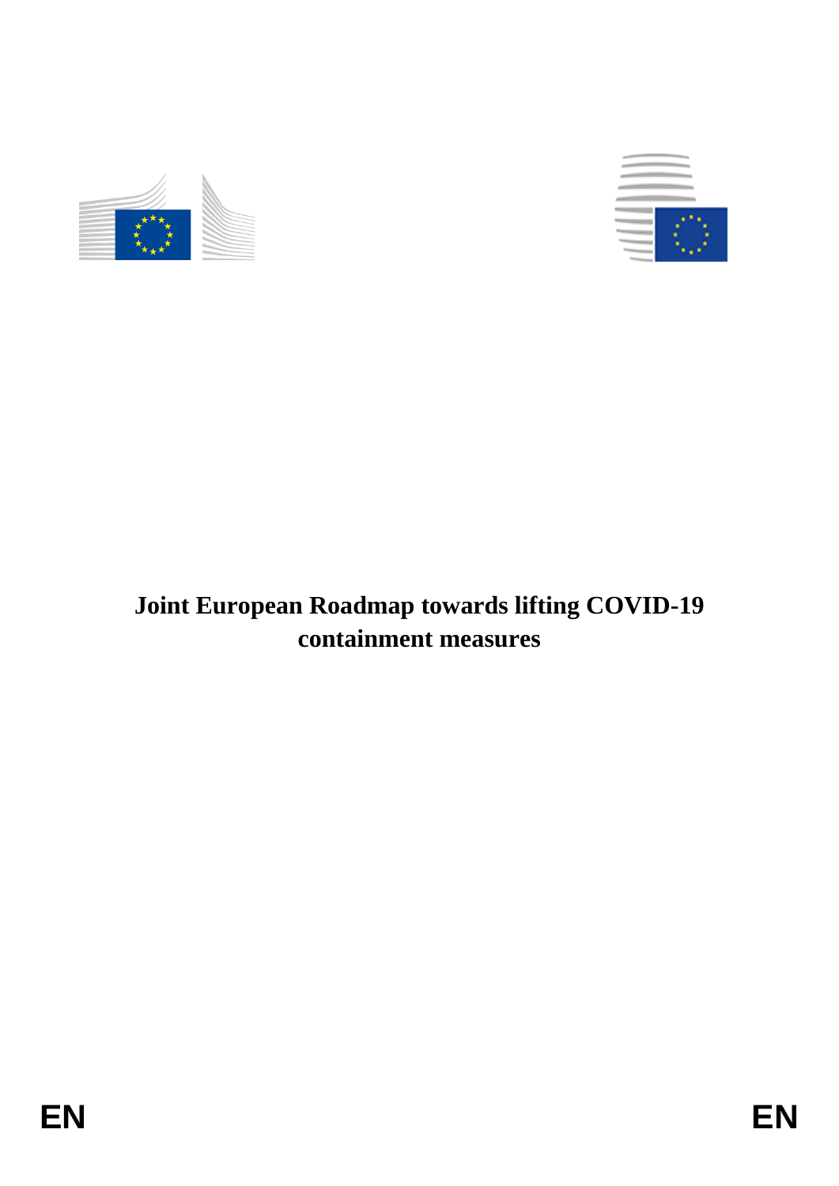# Joint European Roadmap towards lifting COVID-19 containment measures

EN EN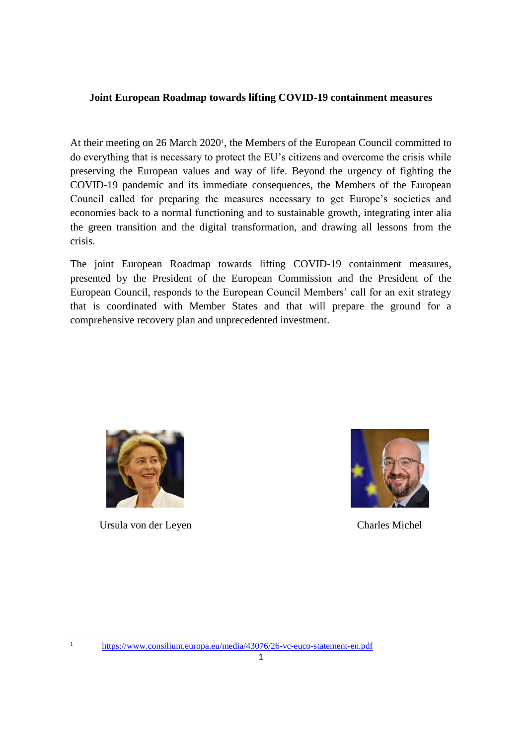**Joint European Roadmap towards lifting COVID-19 containment measures**

At their meeting on 26 March 2020[1], the Members of the European Council committed to do everything that is necessary to protect the EU's citizens and overcome the crisis while preserving the European values and way of life. Beyond the urgency of fighting the COVID-19 pandemic and its immediate consequences, the Members of the European Council called for preparing the measures necessary to get Europe's societies and economies back to a normal functioning and to sustainable growth, integrating inter alia the green transition and the digital transformation, and drawing all lessons from the crisis.

The joint European Roadmap towards lifting COVID-19 containment measures, presented by the President of the European Commission and the President of the European Council, responds to the European Council Members' call for an exit strategy that is coordinated with Member States and that will prepare the ground for a comprehensive recovery plan and unprecedented investment.

Ursula von der Leyen

Charles Michel

[1] https://www.consilium.europa.eu/media/43076/26-vc-euco-statement-en.pdf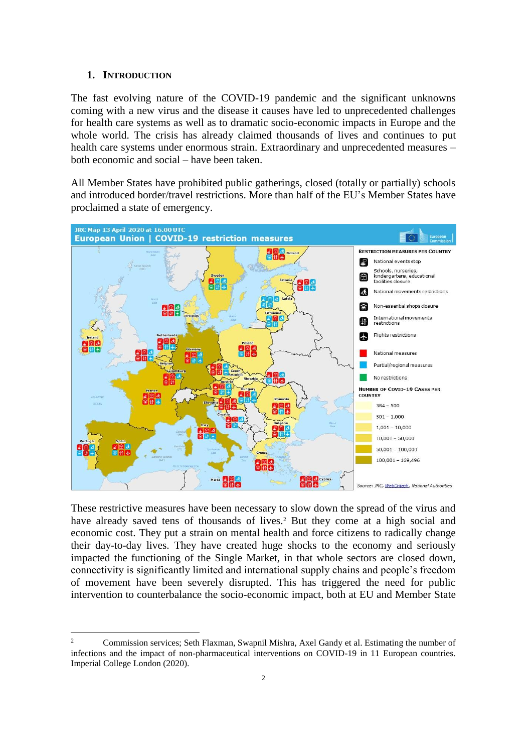## 1. INTRODUCTION

The fast evolving nature of the COVID-19 pandemic and the significant unknowns coming with a new virus and the disease it causes have led to unprecedented challenges for health care systems as well as to dramatic socio-economic impacts in Europe and the whole world. The crisis has already claimed thousands of lives and continues to put health care systems under enormous strain. Extraordinary and unprecedented measures – both economic and social – have been taken.

All Member States have prohibited public gatherings, closed (totally or partially) schools and introduced border/travel restrictions. More than half of the EU's Member States have proclaimed a state of emergency.

These restrictive measures have been necessary to slow down the spread of the virus and have already saved tens of thousands of lives.[2] But they come at a high social and economic cost. They put a strain on mental health and force citizens to radically change their day-to-day lives. They have created huge shocks to the economy and seriously impacted the functioning of the Single Market, in that whole sectors are closed down, connectivity is significantly limited and international supply chains and people's freedom of movement have been severely disrupted. This has triggered the need for public intervention to counterbalance the socio-economic impact, both at EU and Member State

---

[2] Commission services; Seth Flaxman, Swapnil Mishra, Axel Gandy et al. Estimating the number of infections and the impact of non-pharmaceutical interventions on COVID-19 in 11 European countries. Imperial College London (2020).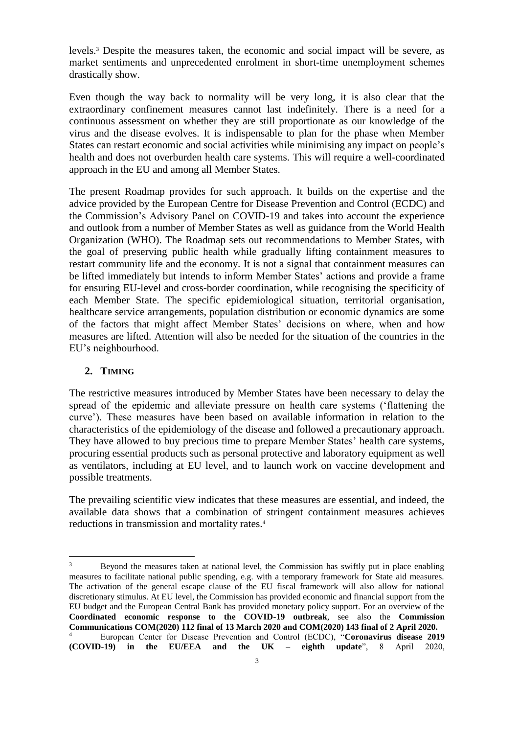levels.[3] Despite the measures taken, the economic and social impact will be severe, as market sentiments and unprecedented enrolment in short-time unemployment schemes drastically show.

Even though the way back to normality will be very long, it is also clear that the extraordinary confinement measures cannot last indefinitely. There is a need for a continuous assessment on whether they are still proportionate as our knowledge of the virus and the disease evolves. It is indispensable to plan for the phase when Member States can restart economic and social activities while minimising any impact on people's health and does not overburden health care systems. This will require a well-coordinated approach in the EU and among all Member States.

The present Roadmap provides for such approach. It builds on the expertise and the advice provided by the European Centre for Disease Prevention and Control (ECDC) and the Commission's Advisory Panel on COVID-19 and takes into account the experience and outlook from a number of Member States as well as guidance from the World Health Organization (WHO). The Roadmap sets out recommendations to Member States, with the goal of preserving public health while gradually lifting containment measures to restart community life and the economy. It is not a signal that containment measures can be lifted immediately but intends to inform Member States' actions and provide a frame for ensuring EU-level and cross-border coordination, while recognising the specificity of each Member State. The specific epidemiological situation, territorial organisation, healthcare service arrangements, population distribution or economic dynamics are some of the factors that might affect Member States' decisions on where, when and how measures are lifted. Attention will also be needed for the situation of the countries in the EU's neighbourhood.

## 2. TIMING

The restrictive measures introduced by Member States have been necessary to delay the spread of the epidemic and alleviate pressure on health care systems ('flattening the curve'). These measures have been based on available information in relation to the characteristics of the epidemiology of the disease and followed a precautionary approach. They have allowed to buy precious time to prepare Member States' health care systems, procuring essential products such as personal protective and laboratory equipment as well as ventilators, including at EU level, and to launch work on vaccine development and possible treatments.

The prevailing scientific view indicates that these measures are essential, and indeed, the available data shows that a combination of stringent containment measures achieves reductions in transmission and mortality rates.[4]

---

[3] Beyond the measures taken at national level, the Commission has swiftly put in place enabling measures to facilitate national public spending, e.g. with a temporary framework for State aid measures. The activation of the general escape clause of the EU fiscal framework will also allow for national discretionary stimulus. At EU level, the Commission has provided economic and financial support from the EU budget and the European Central Bank has provided monetary policy support. For an overview of the **Coordinated economic response to the COVID-19 outbreak**, see also the **Commission Communications COM(2020) 112 final of 13 March 2020 and COM(2020) 143 final of 2 April 2020.**

[4] European Center for Disease Prevention and Control (ECDC), "**Coronavirus disease 2019 (COVID-19) in the EU/EEA and the UK – eighth update**", 8 April 2020,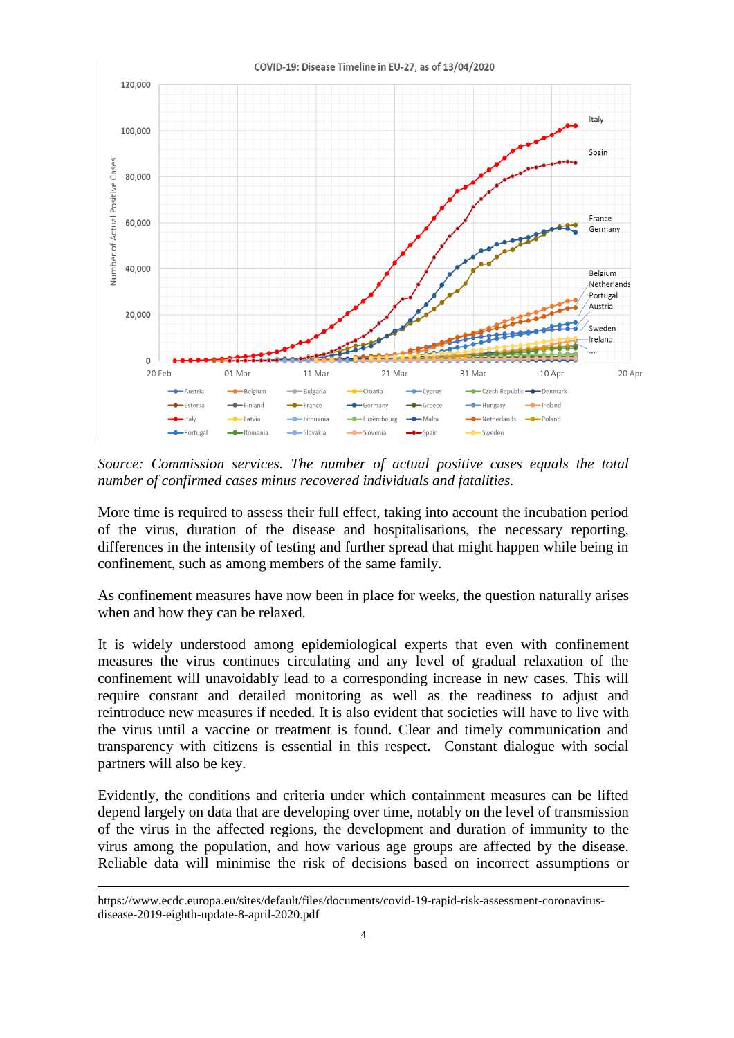*Source: Commission services. The number of actual positive cases equals the total number of confirmed cases minus recovered individuals and fatalities.*

More time is required to assess their full effect, taking into account the incubation period of the virus, duration of the disease and hospitalisations, the necessary reporting, differences in the intensity of testing and further spread that might happen while being in confinement, such as among members of the same family.

As confinement measures have now been in place for weeks, the question naturally arises when and how they can be relaxed.

It is widely understood among epidemiological experts that even with confinement measures the virus continues circulating and any level of gradual relaxation of the confinement will unavoidably lead to a corresponding increase in new cases. This will require constant and detailed monitoring as well as the readiness to adjust and reintroduce new measures if needed. It is also evident that societies will have to live with the virus until a vaccine or treatment is found. Clear and timely communication and transparency with citizens is essential in this respect. Constant dialogue with social partners will also be key.

Evidently, the conditions and criteria under which containment measures can be lifted depend largely on data that are developing over time, notably on the level of transmission of the virus in the affected regions, the development and duration of immunity to the virus among the population, and how various age groups are affected by the disease. Reliable data will minimise the risk of decisions based on incorrect assumptions or

---

https://www.ecdc.europa.eu/sites/default/files/documents/covid-19-rapid-risk-assessment-coronavirus-disease-2019-eighth-update-8-april-2020.pdf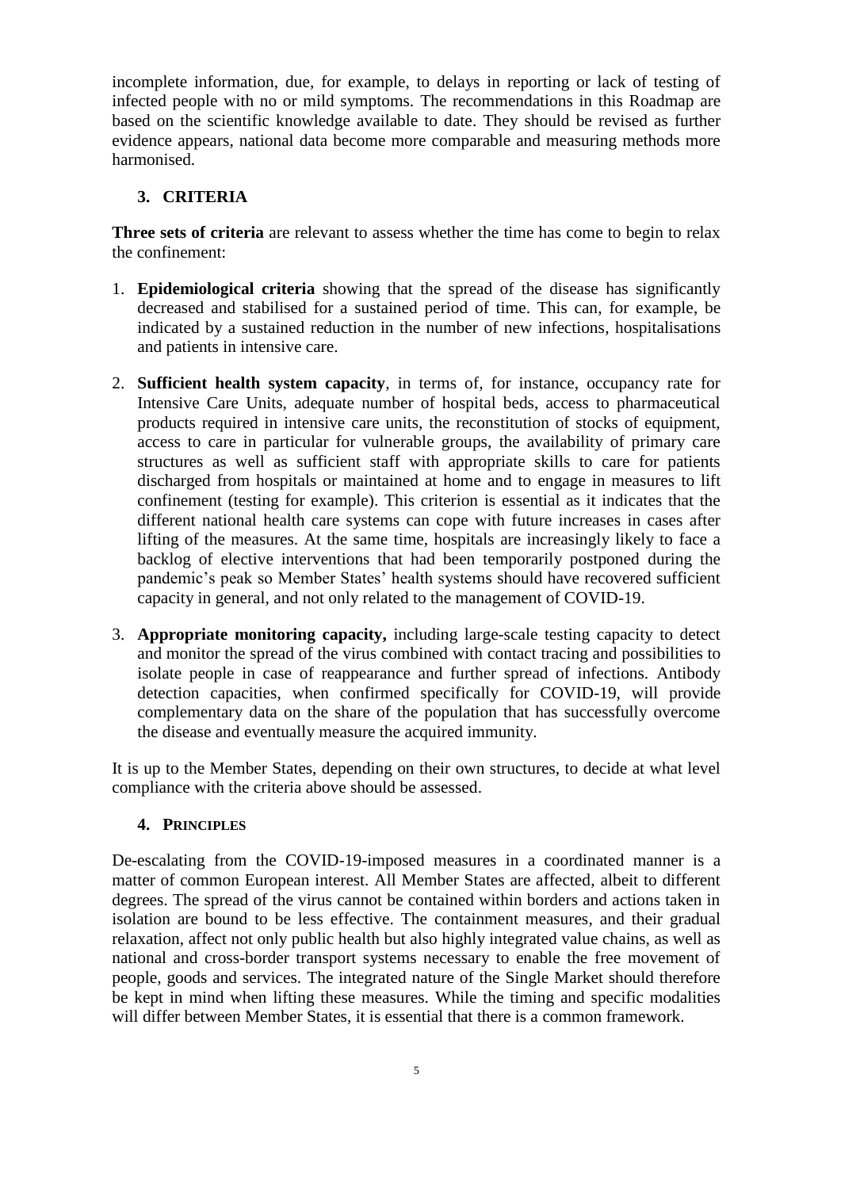incomplete information, due, for example, to delays in reporting or lack of testing of infected people with no or mild symptoms. The recommendations in this Roadmap are based on the scientific knowledge available to date. They should be revised as further evidence appears, national data become more comparable and measuring methods more harmonised.

## 3. CRITERIA

**Three sets of criteria** are relevant to assess whether the time has come to begin to relax the confinement:

1. **Epidemiological criteria** showing that the spread of the disease has significantly decreased and stabilised for a sustained period of time. This can, for example, be indicated by a sustained reduction in the number of new infections, hospitalisations and patients in intensive care.

2. **Sufficient health system capacity**, in terms of, for instance, occupancy rate for Intensive Care Units, adequate number of hospital beds, access to pharmaceutical products required in intensive care units, the reconstitution of stocks of equipment, access to care in particular for vulnerable groups, the availability of primary care structures as well as sufficient staff with appropriate skills to care for patients discharged from hospitals or maintained at home and to engage in measures to lift confinement (testing for example). This criterion is essential as it indicates that the different national health care systems can cope with future increases in cases after lifting of the measures. At the same time, hospitals are increasingly likely to face a backlog of elective interventions that had been temporarily postponed during the pandemic's peak so Member States' health systems should have recovered sufficient capacity in general, and not only related to the management of COVID-19.

3. **Appropriate monitoring capacity,** including large-scale testing capacity to detect and monitor the spread of the virus combined with contact tracing and possibilities to isolate people in case of reappearance and further spread of infections. Antibody detection capacities, when confirmed specifically for COVID-19, will provide complementary data on the share of the population that has successfully overcome the disease and eventually measure the acquired immunity.

It is up to the Member States, depending on their own structures, to decide at what level compliance with the criteria above should be assessed.

## 4. PRINCIPLES

De-escalating from the COVID-19-imposed measures in a coordinated manner is a matter of common European interest. All Member States are affected, albeit to different degrees. The spread of the virus cannot be contained within borders and actions taken in isolation are bound to be less effective. The containment measures, and their gradual relaxation, affect not only public health but also highly integrated value chains, as well as national and cross-border transport systems necessary to enable the free movement of people, goods and services. The integrated nature of the Single Market should therefore be kept in mind when lifting these measures. While the timing and specific modalities will differ between Member States, it is essential that there is a common framework.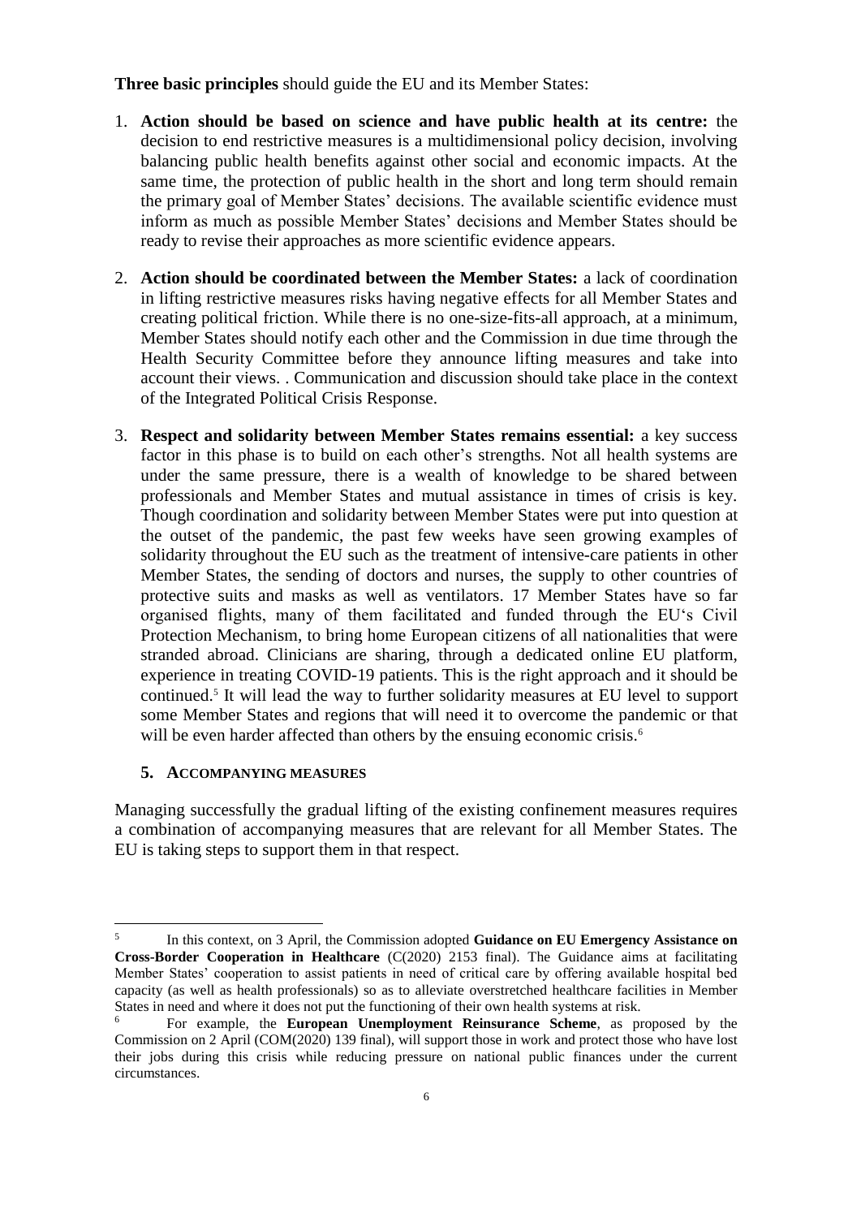**Three basic principles** should guide the EU and its Member States:

1. **Action should be based on science and have public health at its centre:** the decision to end restrictive measures is a multidimensional policy decision, involving balancing public health benefits against other social and economic impacts. At the same time, the protection of public health in the short and long term should remain the primary goal of Member States' decisions. The available scientific evidence must inform as much as possible Member States' decisions and Member States should be ready to revise their approaches as more scientific evidence appears.

2. **Action should be coordinated between the Member States:** a lack of coordination in lifting restrictive measures risks having negative effects for all Member States and creating political friction. While there is no one-size-fits-all approach, at a minimum, Member States should notify each other and the Commission in due time through the Health Security Committee before they announce lifting measures and take into account their views. . Communication and discussion should take place in the context of the Integrated Political Crisis Response.

3. **Respect and solidarity between Member States remains essential:** a key success factor in this phase is to build on each other's strengths. Not all health systems are under the same pressure, there is a wealth of knowledge to be shared between professionals and Member States and mutual assistance in times of crisis is key. Though coordination and solidarity between Member States were put into question at the outset of the pandemic, the past few weeks have seen growing examples of solidarity throughout the EU such as the treatment of intensive-care patients in other Member States, the sending of doctors and nurses, the supply to other countries of protective suits and masks as well as ventilators. 17 Member States have so far organised flights, many of them facilitated and funded through the EU's Civil Protection Mechanism, to bring home European citizens of all nationalities that were stranded abroad. Clinicians are sharing, through a dedicated online EU platform, experience in treating COVID-19 patients. This is the right approach and it should be continued.[5] It will lead the way to further solidarity measures at EU level to support some Member States and regions that will need it to overcome the pandemic or that will be even harder affected than others by the ensuing economic crisis.[6]

## 5. ACCOMPANYING MEASURES

Managing successfully the gradual lifting of the existing confinement measures requires a combination of accompanying measures that are relevant for all Member States. The EU is taking steps to support them in that respect.

---

[5] In this context, on 3 April, the Commission adopted **Guidance on EU Emergency Assistance on Cross-Border Cooperation in Healthcare** (C(2020) 2153 final). The Guidance aims at facilitating Member States' cooperation to assist patients in need of critical care by offering available hospital bed capacity (as well as health professionals) so as to alleviate overstretched healthcare facilities in Member States in need and where it does not put the functioning of their own health systems at risk.

[6] For example, the **European Unemployment Reinsurance Scheme**, as proposed by the Commission on 2 April (COM(2020) 139 final), will support those in work and protect those who have lost their jobs during this crisis while reducing pressure on national public finances under the current circumstances.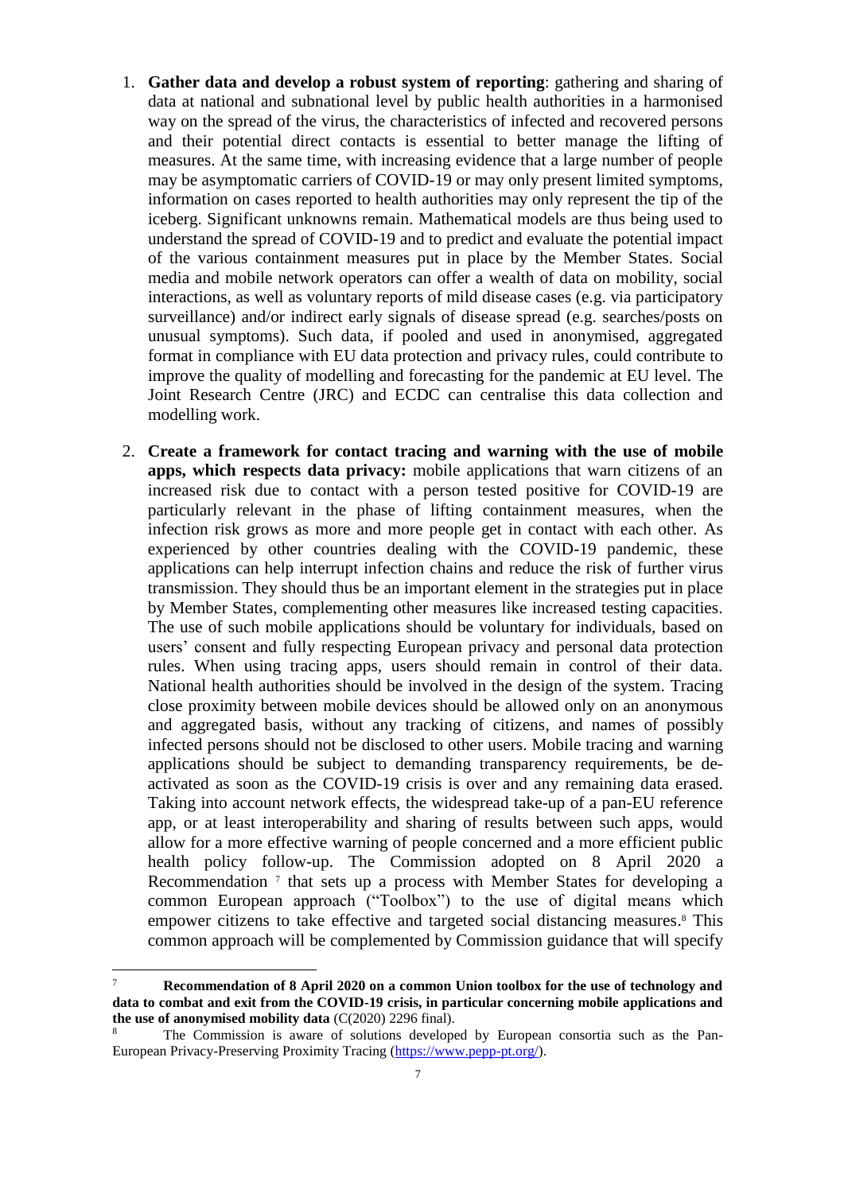1. **Gather data and develop a robust system of reporting**: gathering and sharing of data at national and subnational level by public health authorities in a harmonised way on the spread of the virus, the characteristics of infected and recovered persons and their potential direct contacts is essential to better manage the lifting of measures. At the same time, with increasing evidence that a large number of people may be asymptomatic carriers of COVID-19 or may only present limited symptoms, information on cases reported to health authorities may only represent the tip of the iceberg. Significant unknowns remain. Mathematical models are thus being used to understand the spread of COVID-19 and to predict and evaluate the potential impact of the various containment measures put in place by the Member States. Social media and mobile network operators can offer a wealth of data on mobility, social interactions, as well as voluntary reports of mild disease cases (e.g. via participatory surveillance) and/or indirect early signals of disease spread (e.g. searches/posts on unusual symptoms). Such data, if pooled and used in anonymised, aggregated format in compliance with EU data protection and privacy rules, could contribute to improve the quality of modelling and forecasting for the pandemic at EU level. The Joint Research Centre (JRC) and ECDC can centralise this data collection and modelling work.

2. **Create a framework for contact tracing and warning with the use of mobile apps, which respects data privacy:** mobile applications that warn citizens of an increased risk due to contact with a person tested positive for COVID-19 are particularly relevant in the phase of lifting containment measures, when the infection risk grows as more and more people get in contact with each other. As experienced by other countries dealing with the COVID-19 pandemic, these applications can help interrupt infection chains and reduce the risk of further virus transmission. They should thus be an important element in the strategies put in place by Member States, complementing other measures like increased testing capacities. The use of such mobile applications should be voluntary for individuals, based on users' consent and fully respecting European privacy and personal data protection rules. When using tracing apps, users should remain in control of their data. National health authorities should be involved in the design of the system. Tracing close proximity between mobile devices should be allowed only on an anonymous and aggregated basis, without any tracking of citizens, and names of possibly infected persons should not be disclosed to other users. Mobile tracing and warning applications should be subject to demanding transparency requirements, be de-activated as soon as the COVID-19 crisis is over and any remaining data erased. Taking into account network effects, the widespread take-up of a pan-EU reference app, or at least interoperability and sharing of results between such apps, would allow for a more effective warning of people concerned and a more efficient public health policy follow-up. The Commission adopted on 8 April 2020 a Recommendation [7] that sets up a process with Member States for developing a common European approach ("Toolbox") to the use of digital means which empower citizens to take effective and targeted social distancing measures.[8] This common approach will be complemented by Commission guidance that will specify

---

[7] **Recommendation of 8 April 2020 on a common Union toolbox for the use of technology and data to combat and exit from the COVID-19 crisis, in particular concerning mobile applications and the use of anonymised mobility data** (C(2020) 2296 final).

[8] The Commission is aware of solutions developed by European consortia such as the Pan-European Privacy-Preserving Proximity Tracing (https://www.pepp-pt.org/).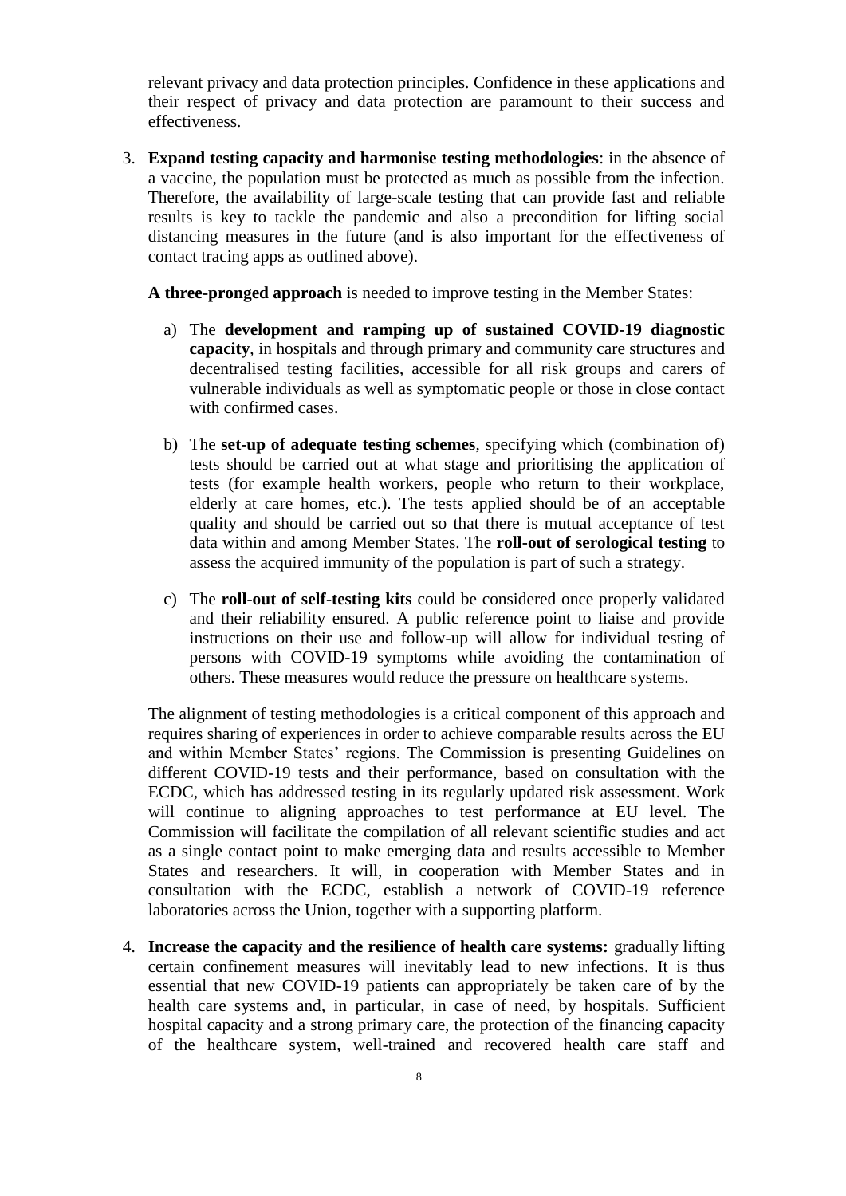relevant privacy and data protection principles. Confidence in these applications and their respect of privacy and data protection are paramount to their success and effectiveness.

3. **Expand testing capacity and harmonise testing methodologies**: in the absence of a vaccine, the population must be protected as much as possible from the infection. Therefore, the availability of large-scale testing that can provide fast and reliable results is key to tackle the pandemic and also a precondition for lifting social distancing measures in the future (and is also important for the effectiveness of contact tracing apps as outlined above).

   **A three-pronged approach** is needed to improve testing in the Member States:

   a) The **development and ramping up of sustained COVID-19 diagnostic capacity**, in hospitals and through primary and community care structures and decentralised testing facilities, accessible for all risk groups and carers of vulnerable individuals as well as symptomatic people or those in close contact with confirmed cases.

   b) The **set-up of adequate testing schemes**, specifying which (combination of) tests should be carried out at what stage and prioritising the application of tests (for example health workers, people who return to their workplace, elderly at care homes, etc.). The tests applied should be of an acceptable quality and should be carried out so that there is mutual acceptance of test data within and among Member States. The **roll-out of serological testing** to assess the acquired immunity of the population is part of such a strategy.

   c) The **roll-out of self-testing kits** could be considered once properly validated and their reliability ensured. A public reference point to liaise and provide instructions on their use and follow-up will allow for individual testing of persons with COVID-19 symptoms while avoiding the contamination of others. These measures would reduce the pressure on healthcare systems.

   The alignment of testing methodologies is a critical component of this approach and requires sharing of experiences in order to achieve comparable results across the EU and within Member States' regions. The Commission is presenting Guidelines on different COVID-19 tests and their performance, based on consultation with the ECDC, which has addressed testing in its regularly updated risk assessment. Work will continue to aligning approaches to test performance at EU level. The Commission will facilitate the compilation of all relevant scientific studies and act as a single contact point to make emerging data and results accessible to Member States and researchers. It will, in cooperation with Member States and in consultation with the ECDC, establish a network of COVID-19 reference laboratories across the Union, together with a supporting platform.

4. **Increase the capacity and the resilience of health care systems:** gradually lifting certain confinement measures will inevitably lead to new infections. It is thus essential that new COVID-19 patients can appropriately be taken care of by the health care systems and, in particular, in case of need, by hospitals. Sufficient hospital capacity and a strong primary care, the protection of the financing capacity of the healthcare system, well-trained and recovered health care staff and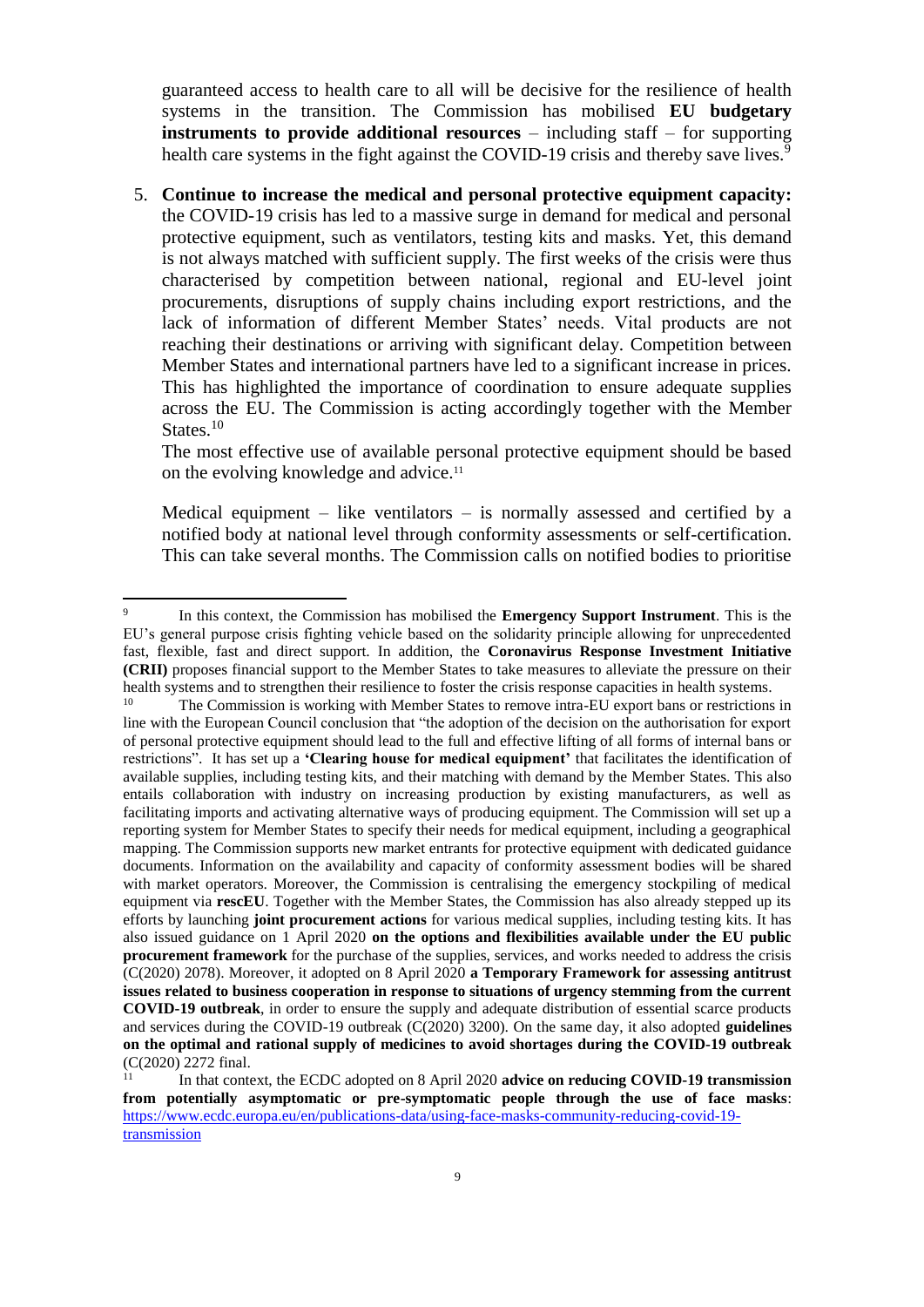guaranteed access to health care to all will be decisive for the resilience of health systems in the transition. The Commission has mobilised **EU budgetary instruments to provide additional resources** – including staff – for supporting health care systems in the fight against the COVID-19 crisis and thereby save lives.[9]

5. **Continue to increase the medical and personal protective equipment capacity:** the COVID-19 crisis has led to a massive surge in demand for medical and personal protective equipment, such as ventilators, testing kits and masks. Yet, this demand is not always matched with sufficient supply. The first weeks of the crisis were thus characterised by competition between national, regional and EU-level joint procurements, disruptions of supply chains including export restrictions, and the lack of information of different Member States' needs. Vital products are not reaching their destinations or arriving with significant delay. Competition between Member States and international partners have led to a significant increase in prices. This has highlighted the importance of coordination to ensure adequate supplies across the EU. The Commission is acting accordingly together with the Member States.[10]

   The most effective use of available personal protective equipment should be based on the evolving knowledge and advice.[11]

   Medical equipment – like ventilators – is normally assessed and certified by a notified body at national level through conformity assessments or self-certification. This can take several months. The Commission calls on notified bodies to prioritise

---

[9] In this context, the Commission has mobilised the **Emergency Support Instrument**. This is the EU's general purpose crisis fighting vehicle based on the solidarity principle allowing for unprecedented fast, flexible, fast and direct support. In addition, the **Coronavirus Response Investment Initiative (CRII)** proposes financial support to the Member States to take measures to alleviate the pressure on their health systems and to strengthen their resilience to foster the crisis response capacities in health systems.

[10] The Commission is working with Member States to remove intra-EU export bans or restrictions in line with the European Council conclusion that "the adoption of the decision on the authorisation for export of personal protective equipment should lead to the full and effective lifting of all forms of internal bans or restrictions". It has set up a **'Clearing house for medical equipment'** that facilitates the identification of available supplies, including testing kits, and their matching with demand by the Member States. This also entails collaboration with industry on increasing production by existing manufacturers, as well as facilitating imports and activating alternative ways of producing equipment. The Commission will set up a reporting system for Member States to specify their needs for medical equipment, including a geographical mapping. The Commission supports new market entrants for protective equipment with dedicated guidance documents. Information on the availability and capacity of conformity assessment bodies will be shared with market operators. Moreover, the Commission is centralising the emergency stockpiling of medical equipment via **rescEU**. Together with the Member States, the Commission has also already stepped up its efforts by launching **joint procurement actions** for various medical supplies, including testing kits. It has also issued guidance on 1 April 2020 **on the options and flexibilities available under the EU public procurement framework** for the purchase of the supplies, services, and works needed to address the crisis (C(2020) 2078). Moreover, it adopted on 8 April 2020 **a Temporary Framework for assessing antitrust issues related to business cooperation in response to situations of urgency stemming from the current COVID-19 outbreak**, in order to ensure the supply and adequate distribution of essential scarce products and services during the COVID-19 outbreak (C(2020) 3200). On the same day, it also adopted **guidelines on the optimal and rational supply of medicines to avoid shortages during the COVID-19 outbreak** (C(2020) 2272 final.

[11] In that context, the ECDC adopted on 8 April 2020 **advice on reducing COVID-19 transmission from potentially asymptomatic or pre-symptomatic people through the use of face masks**: https://www.ecdc.europa.eu/en/publications-data/using-face-masks-community-reducing-covid-19-transmission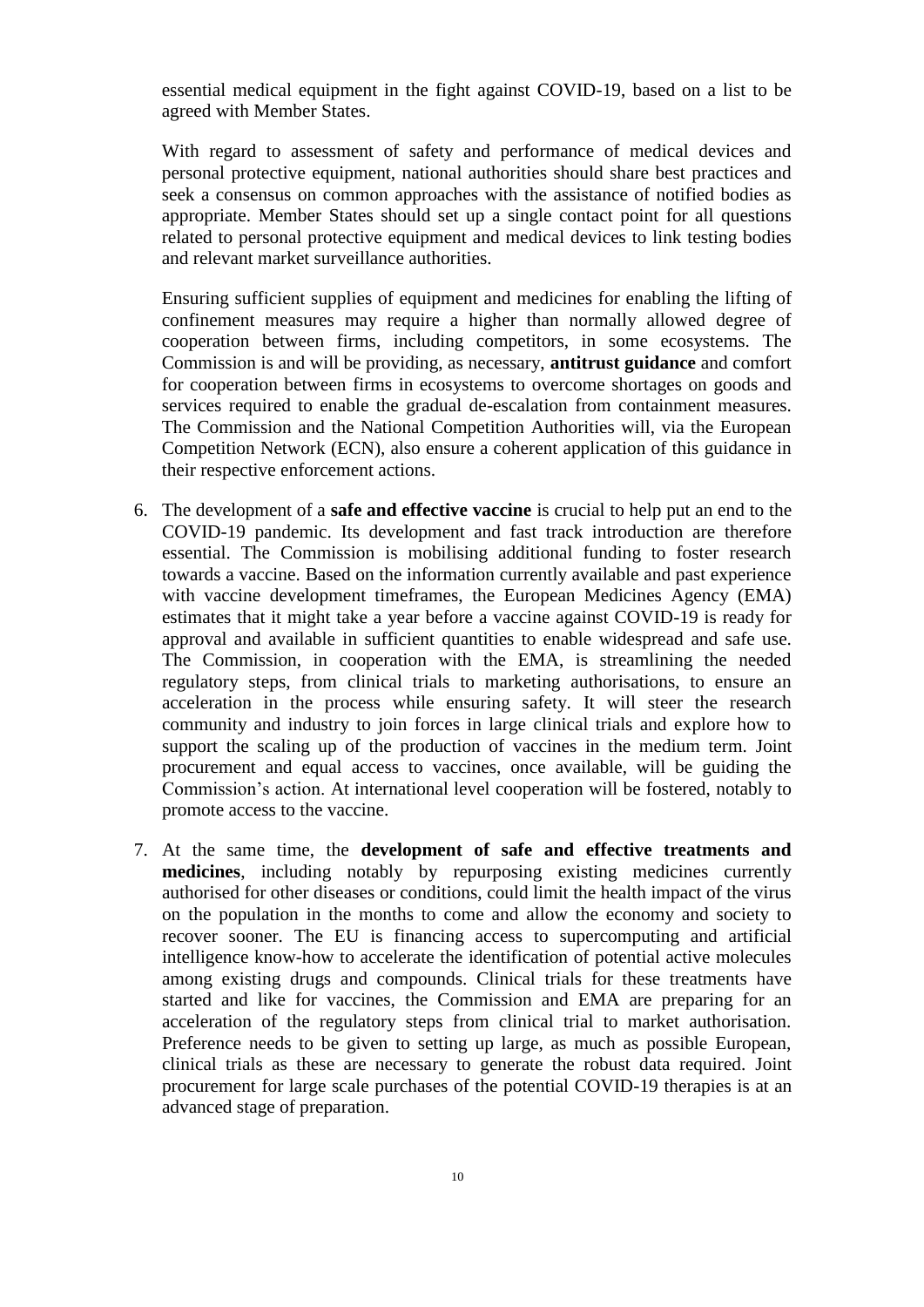essential medical equipment in the fight against COVID-19, based on a list to be agreed with Member States.

With regard to assessment of safety and performance of medical devices and personal protective equipment, national authorities should share best practices and seek a consensus on common approaches with the assistance of notified bodies as appropriate. Member States should set up a single contact point for all questions related to personal protective equipment and medical devices to link testing bodies and relevant market surveillance authorities.

Ensuring sufficient supplies of equipment and medicines for enabling the lifting of confinement measures may require a higher than normally allowed degree of cooperation between firms, including competitors, in some ecosystems. The Commission is and will be providing, as necessary, **antitrust guidance** and comfort for cooperation between firms in ecosystems to overcome shortages on goods and services required to enable the gradual de-escalation from containment measures. The Commission and the National Competition Authorities will, via the European Competition Network (ECN), also ensure a coherent application of this guidance in their respective enforcement actions.

6. The development of a **safe and effective vaccine** is crucial to help put an end to the COVID-19 pandemic. Its development and fast track introduction are therefore essential. The Commission is mobilising additional funding to foster research towards a vaccine. Based on the information currently available and past experience with vaccine development timeframes, the European Medicines Agency (EMA) estimates that it might take a year before a vaccine against COVID-19 is ready for approval and available in sufficient quantities to enable widespread and safe use. The Commission, in cooperation with the EMA, is streamlining the needed regulatory steps, from clinical trials to marketing authorisations, to ensure an acceleration in the process while ensuring safety. It will steer the research community and industry to join forces in large clinical trials and explore how to support the scaling up of the production of vaccines in the medium term. Joint procurement and equal access to vaccines, once available, will be guiding the Commission's action. At international level cooperation will be fostered, notably to promote access to the vaccine.

7. At the same time, the **development of safe and effective treatments and medicines**, including notably by repurposing existing medicines currently authorised for other diseases or conditions, could limit the health impact of the virus on the population in the months to come and allow the economy and society to recover sooner. The EU is financing access to supercomputing and artificial intelligence know-how to accelerate the identification of potential active molecules among existing drugs and compounds. Clinical trials for these treatments have started and like for vaccines, the Commission and EMA are preparing for an acceleration of the regulatory steps from clinical trial to market authorisation. Preference needs to be given to setting up large, as much as possible European, clinical trials as these are necessary to generate the robust data required. Joint procurement for large scale purchases of the potential COVID-19 therapies is at an advanced stage of preparation.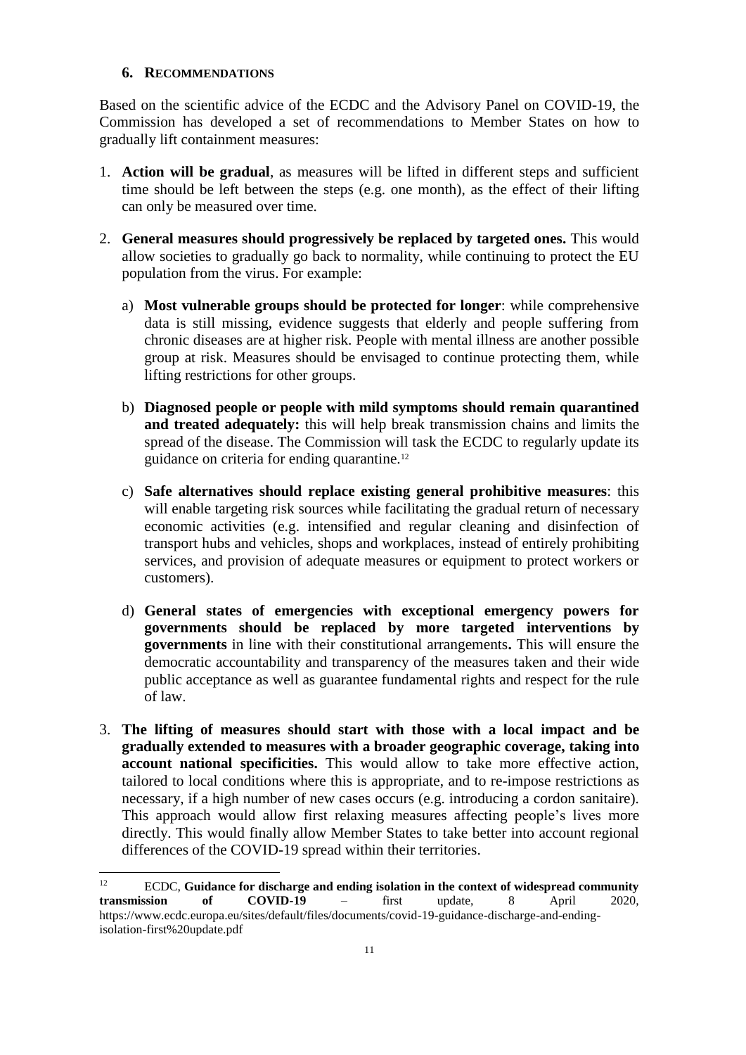## 6. RECOMMENDATIONS

Based on the scientific advice of the ECDC and the Advisory Panel on COVID-19, the Commission has developed a set of recommendations to Member States on how to gradually lift containment measures:

1. **Action will be gradual**, as measures will be lifted in different steps and sufficient time should be left between the steps (e.g. one month), as the effect of their lifting can only be measured over time.

2. **General measures should progressively be replaced by targeted ones.** This would allow societies to gradually go back to normality, while continuing to protect the EU population from the virus. For example:

   a) **Most vulnerable groups should be protected for longer**: while comprehensive data is still missing, evidence suggests that elderly and people suffering from chronic diseases are at higher risk. People with mental illness are another possible group at risk. Measures should be envisaged to continue protecting them, while lifting restrictions for other groups.

   b) **Diagnosed people or people with mild symptoms should remain quarantined and treated adequately:** this will help break transmission chains and limits the spread of the disease. The Commission will task the ECDC to regularly update its guidance on criteria for ending quarantine.[12]

   c) **Safe alternatives should replace existing general prohibitive measures**: this will enable targeting risk sources while facilitating the gradual return of necessary economic activities (e.g. intensified and regular cleaning and disinfection of transport hubs and vehicles, shops and workplaces, instead of entirely prohibiting services, and provision of adequate measures or equipment to protect workers or customers).

   d) **General states of emergencies with exceptional emergency powers for governments should be replaced by more targeted interventions by governments** in line with their constitutional arrangements**.** This will ensure the democratic accountability and transparency of the measures taken and their wide public acceptance as well as guarantee fundamental rights and respect for the rule of law.

3. **The lifting of measures should start with those with a local impact and be gradually extended to measures with a broader geographic coverage, taking into account national specificities.** This would allow to take more effective action, tailored to local conditions where this is appropriate, and to re-impose restrictions as necessary, if a high number of new cases occurs (e.g. introducing a cordon sanitaire). This approach would allow first relaxing measures affecting people's lives more directly. This would finally allow Member States to take better into account regional differences of the COVID-19 spread within their territories.

---

[12] ECDC, **Guidance for discharge and ending isolation in the context of widespread community transmission of COVID-19** – first update, 8 April 2020, https://www.ecdc.europa.eu/sites/default/files/documents/covid-19-guidance-discharge-and-ending-isolation-first%20update.pdf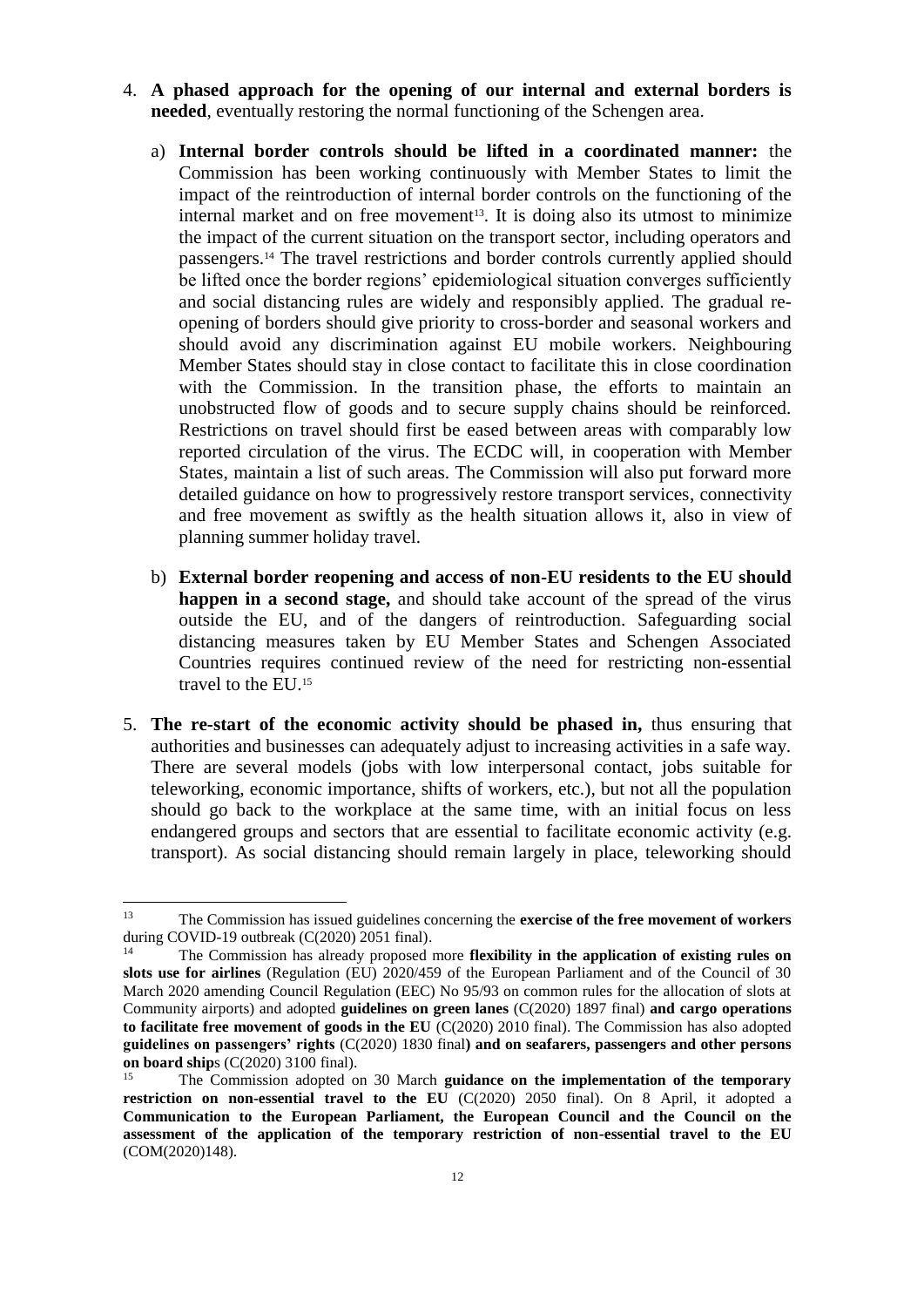4. **A phased approach for the opening of our internal and external borders is needed**, eventually restoring the normal functioning of the Schengen area.

   a) **Internal border controls should be lifted in a coordinated manner:** the Commission has been working continuously with Member States to limit the impact of the reintroduction of internal border controls on the functioning of the internal market and on free movement[13]. It is doing also its utmost to minimize the impact of the current situation on the transport sector, including operators and passengers.[14] The travel restrictions and border controls currently applied should be lifted once the border regions' epidemiological situation converges sufficiently and social distancing rules are widely and responsibly applied. The gradual re-opening of borders should give priority to cross-border and seasonal workers and should avoid any discrimination against EU mobile workers. Neighbouring Member States should stay in close contact to facilitate this in close coordination with the Commission. In the transition phase, the efforts to maintain an unobstructed flow of goods and to secure supply chains should be reinforced. Restrictions on travel should first be eased between areas with comparably low reported circulation of the virus. The ECDC will, in cooperation with Member States, maintain a list of such areas. The Commission will also put forward more detailed guidance on how to progressively restore transport services, connectivity and free movement as swiftly as the health situation allows it, also in view of planning summer holiday travel.

   b) **External border reopening and access of non-EU residents to the EU should happen in a second stage,** and should take account of the spread of the virus outside the EU, and of the dangers of reintroduction. Safeguarding social distancing measures taken by EU Member States and Schengen Associated Countries requires continued review of the need for restricting non-essential travel to the EU.[15]

5. **The re-start of the economic activity should be phased in,** thus ensuring that authorities and businesses can adequately adjust to increasing activities in a safe way. There are several models (jobs with low interpersonal contact, jobs suitable for teleworking, economic importance, shifts of workers, etc.), but not all the population should go back to the workplace at the same time, with an initial focus on less endangered groups and sectors that are essential to facilitate economic activity (e.g. transport). As social distancing should remain largely in place, teleworking should

---

[13] The Commission has issued guidelines concerning the **exercise of the free movement of workers** during COVID-19 outbreak (C(2020) 2051 final).

[14] The Commission has already proposed more **flexibility in the application of existing rules on slots use for airlines** (Regulation (EU) 2020/459 of the European Parliament and of the Council of 30 March 2020 amending Council Regulation (EEC) No 95/93 on common rules for the allocation of slots at Community airports) and adopted **guidelines on green lanes** (C(2020) 1897 final) **and cargo operations to facilitate free movement of goods in the EU** (C(2020) 2010 final). The Commission has also adopted **guidelines on passengers' rights** (C(2020) 1830 final**) and on seafarers, passengers and other persons on board ship**s (C(2020) 3100 final).

[15] The Commission adopted on 30 March **guidance on the implementation of the temporary restriction on non-essential travel to the EU** (C(2020) 2050 final). On 8 April, it adopted a **Communication to the European Parliament, the European Council and the Council on the assessment of the application of the temporary restriction of non-essential travel to the EU** (COM(2020)148).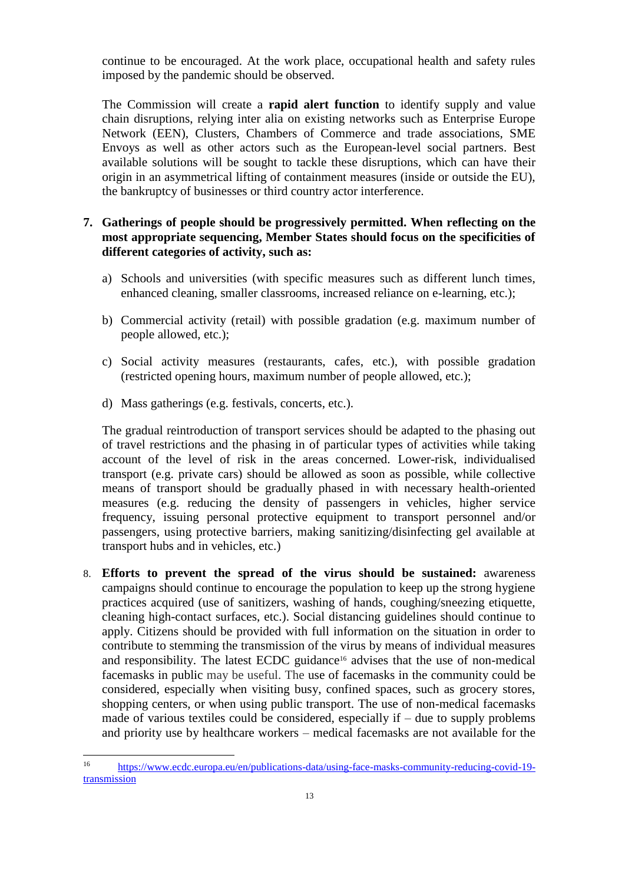continue to be encouraged. At the work place, occupational health and safety rules imposed by the pandemic should be observed.

The Commission will create a **rapid alert function** to identify supply and value chain disruptions, relying inter alia on existing networks such as Enterprise Europe Network (EEN), Clusters, Chambers of Commerce and trade associations, SME Envoys as well as other actors such as the European-level social partners. Best available solutions will be sought to tackle these disruptions, which can have their origin in an asymmetrical lifting of containment measures (inside or outside the EU), the bankruptcy of businesses or third country actor interference.

7. **Gatherings of people should be progressively permitted. When reflecting on the most appropriate sequencing, Member States should focus on the specificities of different categories of activity, such as:**

   a) Schools and universities (with specific measures such as different lunch times, enhanced cleaning, smaller classrooms, increased reliance on e-learning, etc.);

   b) Commercial activity (retail) with possible gradation (e.g. maximum number of people allowed, etc.);

   c) Social activity measures (restaurants, cafes, etc.), with possible gradation (restricted opening hours, maximum number of people allowed, etc.);

   d) Mass gatherings (e.g. festivals, concerts, etc.).

   The gradual reintroduction of transport services should be adapted to the phasing out of travel restrictions and the phasing in of particular types of activities while taking account of the level of risk in the areas concerned. Lower-risk, individualised transport (e.g. private cars) should be allowed as soon as possible, while collective means of transport should be gradually phased in with necessary health-oriented measures (e.g. reducing the density of passengers in vehicles, higher service frequency, issuing personal protective equipment to transport personnel and/or passengers, using protective barriers, making sanitizing/disinfecting gel available at transport hubs and in vehicles, etc.)

8. **Efforts to prevent the spread of the virus should be sustained:** awareness campaigns should continue to encourage the population to keep up the strong hygiene practices acquired (use of sanitizers, washing of hands, coughing/sneezing etiquette, cleaning high-contact surfaces, etc.). Social distancing guidelines should continue to apply. Citizens should be provided with full information on the situation in order to contribute to stemming the transmission of the virus by means of individual measures and responsibility. The latest ECDC guidance[16] advises that the use of non-medical facemasks in public may be useful. The use of facemasks in the community could be considered, especially when visiting busy, confined spaces, such as grocery stores, shopping centers, or when using public transport. The use of non-medical facemasks made of various textiles could be considered, especially if – due to supply problems and priority use by healthcare workers – medical facemasks are not available for the

---

[16] https://www.ecdc.europa.eu/en/publications-data/using-face-masks-community-reducing-covid-19-transmission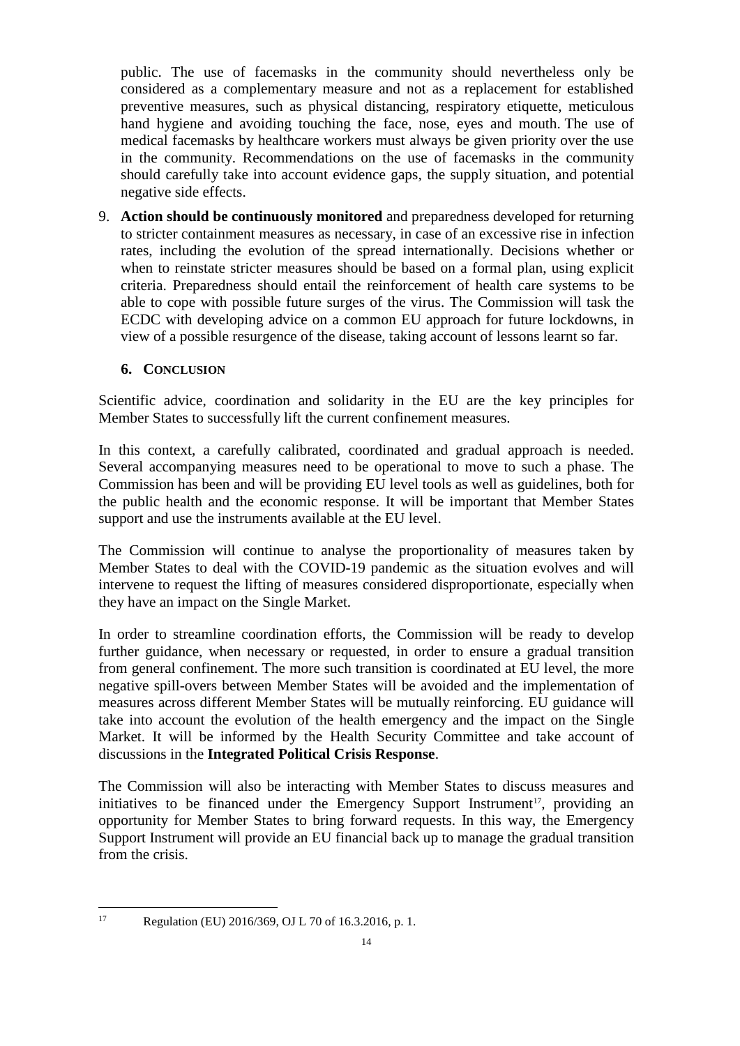public. The use of facemasks in the community should nevertheless only be considered as a complementary measure and not as a replacement for established preventive measures, such as physical distancing, respiratory etiquette, meticulous hand hygiene and avoiding touching the face, nose, eyes and mouth. The use of medical facemasks by healthcare workers must always be given priority over the use in the community. Recommendations on the use of facemasks in the community should carefully take into account evidence gaps, the supply situation, and potential negative side effects.

9. **Action should be continuously monitored** and preparedness developed for returning to stricter containment measures as necessary, in case of an excessive rise in infection rates, including the evolution of the spread internationally. Decisions whether or when to reinstate stricter measures should be based on a formal plan, using explicit criteria. Preparedness should entail the reinforcement of health care systems to be able to cope with possible future surges of the virus. The Commission will task the ECDC with developing advice on a common EU approach for future lockdowns, in view of a possible resurgence of the disease, taking account of lessons learnt so far.

## 6. CONCLUSION

Scientific advice, coordination and solidarity in the EU are the key principles for Member States to successfully lift the current confinement measures.

In this context, a carefully calibrated, coordinated and gradual approach is needed. Several accompanying measures need to be operational to move to such a phase. The Commission has been and will be providing EU level tools as well as guidelines, both for the public health and the economic response. It will be important that Member States support and use the instruments available at the EU level.

The Commission will continue to analyse the proportionality of measures taken by Member States to deal with the COVID-19 pandemic as the situation evolves and will intervene to request the lifting of measures considered disproportionate, especially when they have an impact on the Single Market.

In order to streamline coordination efforts, the Commission will be ready to develop further guidance, when necessary or requested, in order to ensure a gradual transition from general confinement. The more such transition is coordinated at EU level, the more negative spill-overs between Member States will be avoided and the implementation of measures across different Member States will be mutually reinforcing. EU guidance will take into account the evolution of the health emergency and the impact on the Single Market. It will be informed by the Health Security Committee and take account of discussions in the **Integrated Political Crisis Response**.

The Commission will also be interacting with Member States to discuss measures and initiatives to be financed under the Emergency Support Instrument[17], providing an opportunity for Member States to bring forward requests. In this way, the Emergency Support Instrument will provide an EU financial back up to manage the gradual transition from the crisis.

[17] Regulation (EU) 2016/369, OJ L 70 of 16.3.2016, p. 1.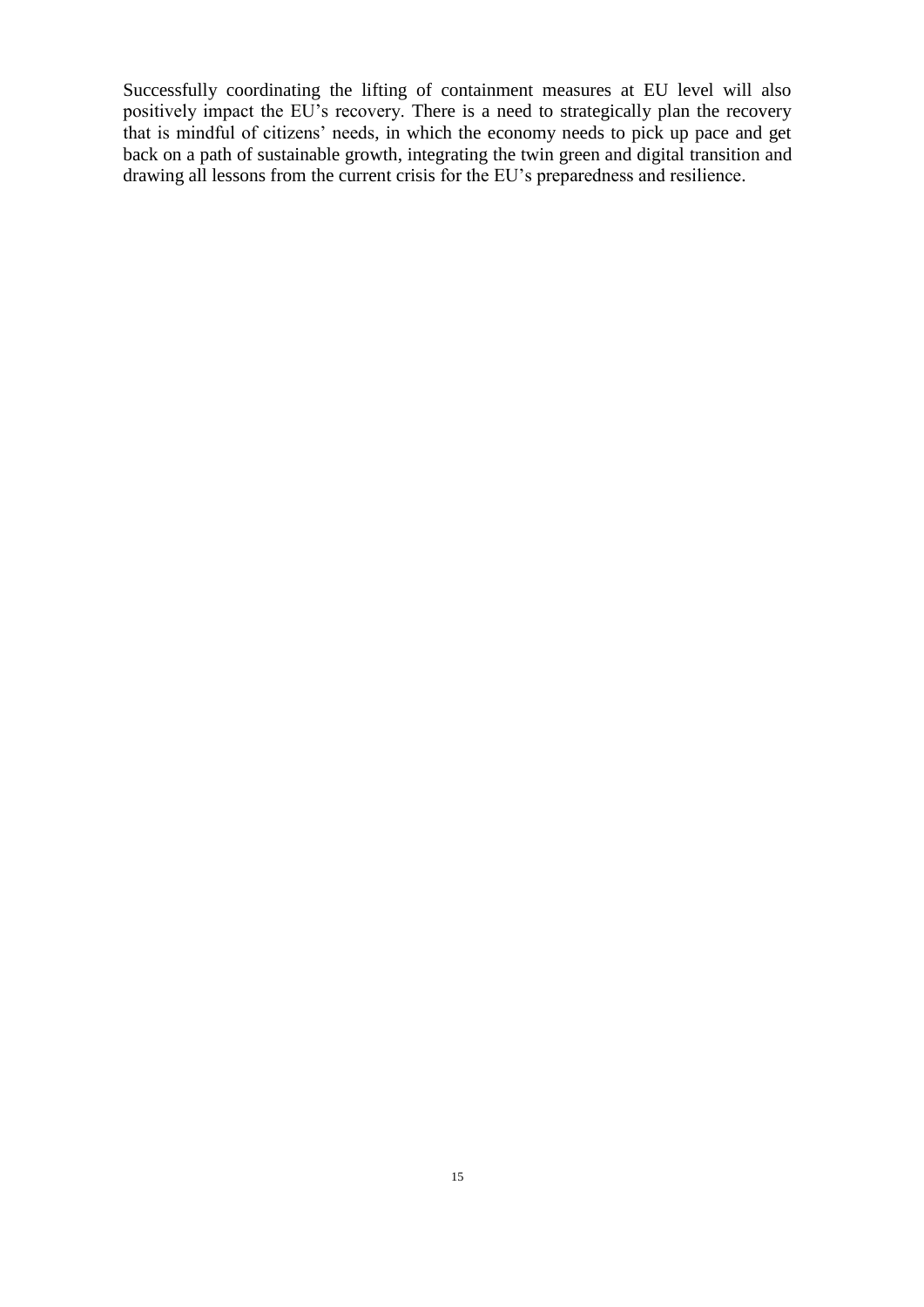Successfully coordinating the lifting of containment measures at EU level will also positively impact the EU's recovery. There is a need to strategically plan the recovery that is mindful of citizens' needs, in which the economy needs to pick up pace and get back on a path of sustainable growth, integrating the twin green and digital transition and drawing all lessons from the current crisis for the EU's preparedness and resilience.